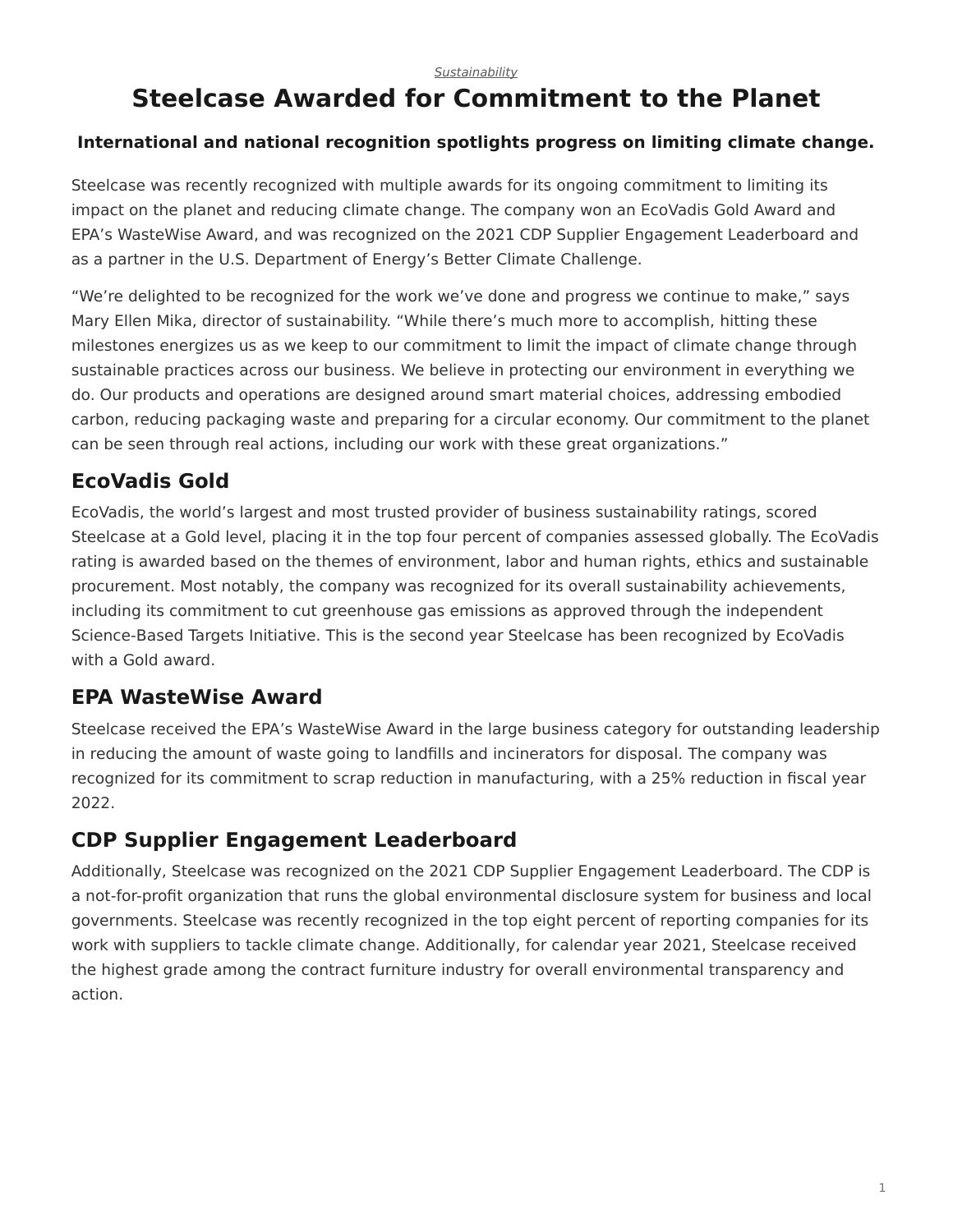*Sustainability*

# Steelcase Awarded for Commitment to the Planet

**International and national recognition spotlights progress on limiting climate change.**

Steelcase was recently recognized with multiple awards for its ongoing commitment to limiting its impact on the planet and reducing climate change. The company won an EcoVadis Gold Award and EPA's WasteWise Award, and was recognized on the 2021 CDP Supplier Engagement Leaderboard and as a partner in the U.S. Department of Energy's Better Climate Challenge.

"We're delighted to be recognized for the work we've done and progress we continue to make," says Mary Ellen Mika, director of sustainability. "While there's much more to accomplish, hitting these milestones energizes us as we keep to our commitment to limit the impact of climate change through sustainable practices across our business. We believe in protecting our environment in everything we do. Our products and operations are designed around smart material choices, addressing embodied carbon, reducing packaging waste and preparing for a circular economy. Our commitment to the planet can be seen through real actions, including our work with these great organizations."

## EcoVadis Gold

EcoVadis, the world's largest and most trusted provider of business sustainability ratings, scored Steelcase at a Gold level, placing it in the top four percent of companies assessed globally. The EcoVadis rating is awarded based on the themes of environment, labor and human rights, ethics and sustainable procurement. Most notably, the company was recognized for its overall sustainability achievements, including its commitment to cut greenhouse gas emissions as approved through the independent Science-Based Targets Initiative. This is the second year Steelcase has been recognized by EcoVadis with a Gold award.

## EPA WasteWise Award

Steelcase received the EPA's WasteWise Award in the large business category for outstanding leadership in reducing the amount of waste going to landfills and incinerators for disposal. The company was recognized for its commitment to scrap reduction in manufacturing, with a 25% reduction in fiscal year 2022.

## CDP Supplier Engagement Leaderboard

Additionally, Steelcase was recognized on the 2021 CDP Supplier Engagement Leaderboard. The CDP is a not-for-profit organization that runs the global environmental disclosure system for business and local governments. Steelcase was recently recognized in the top eight percent of reporting companies for its work with suppliers to tackle climate change. Additionally, for calendar year 2021, Steelcase received the highest grade among the contract furniture industry for overall environmental transparency and action.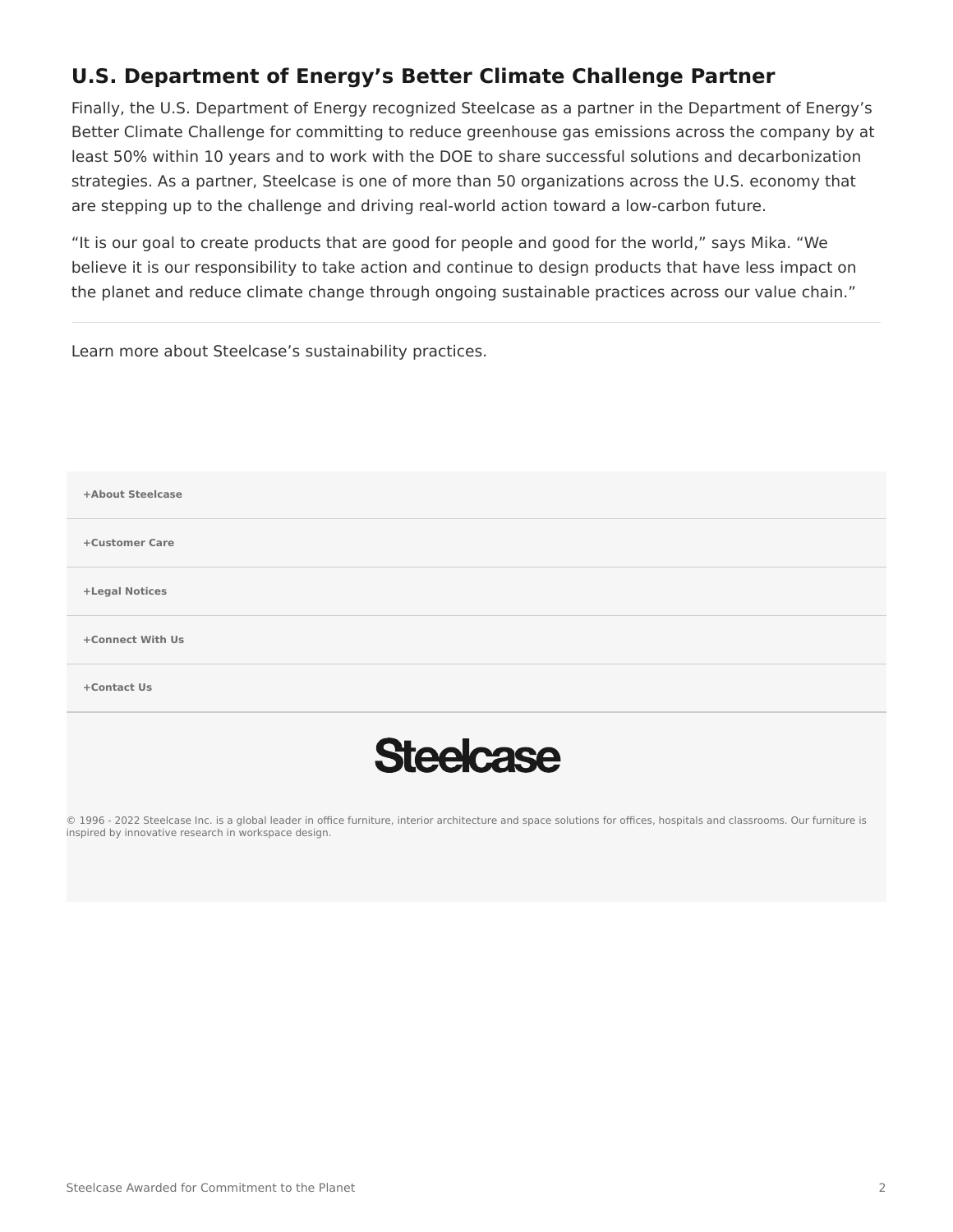## U.S. Department of Energy's Better Climate Challenge Partner

Finally, the U.S. Department of Energy recognized Steelcase as a partner in the Department of Energy's Better Climate Challenge for committing to reduce greenhouse gas emissions across the company by at least 50% within 10 years and to work with the DOE to share successful solutions and decarbonization strategies. As a partner, Steelcase is one of more than 50 organizations across the U.S. economy that are stepping up to the challenge and driving real-world action toward a low-carbon future.

"It is our goal to create products that are good for people and good for the world," says Mika. "We believe it is our responsibility to take action and continue to design products that have less impact on the planet and reduce climate change through ongoing sustainable practices across our value chain."

---

Learn more about Steelcase's sustainability practices.

**+About Steelcase**

**+Customer Care**

**+Legal Notices**

**+Connect With Us**

**+Contact Us**

Steelcase

© 1996 - 2022 Steelcase Inc. is a global leader in office furniture, interior architecture and space solutions for offices, hospitals and classrooms. Our furniture is inspired by innovative research in workspace design.